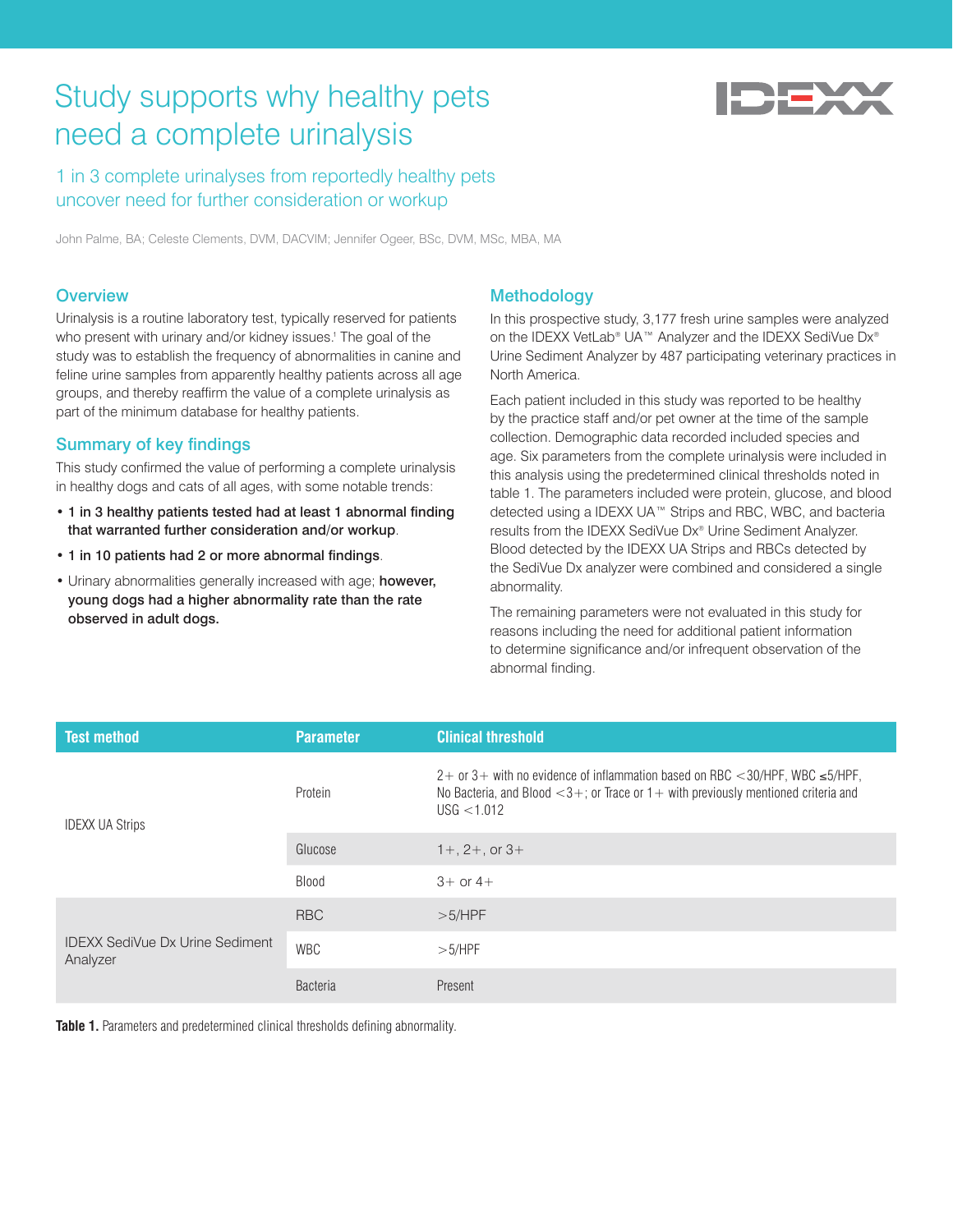# Study supports why healthy pets need a complete urinalysis

## 1 in 3 complete urinalyses from reportedly healthy pets uncover need for further consideration or workup

John Palme, BA; Celeste Clements, DVM, DACVIM; Jennifer Ogeer, BSc, DVM, MSc, MBA, MA

### Overview

Urinalysis is a routine laboratory test, typically reserved for patients who present with urinary and/or kidney issues.[1] The goal of the study was to establish the frequency of abnormalities in canine and feline urine samples from apparently healthy patients across all age groups, and thereby reaffirm the value of a complete urinalysis as part of the minimum database for healthy patients.

### Summary of key findings

This study confirmed the value of performing a complete urinalysis in healthy dogs and cats of all ages, with some notable trends:

- **1 in 3 healthy patients tested had at least 1 abnormal finding that warranted further consideration and/or workup**.
- **1 in 10 patients had 2 or more abnormal findings**.
- Urinary abnormalities generally increased with age; **however, young dogs had a higher abnormality rate than the rate observed in adult dogs.**

### Methodology

In this prospective study, 3,177 fresh urine samples were analyzed on the IDEXX VetLab® UA™ Analyzer and the IDEXX SediVue Dx® Urine Sediment Analyzer by 487 participating veterinary practices in North America.

Each patient included in this study was reported to be healthy by the practice staff and/or pet owner at the time of the sample collection. Demographic data recorded included species and age. Six parameters from the complete urinalysis were included in this analysis using the predetermined clinical thresholds noted in table 1. The parameters included were protein, glucose, and blood detected using a IDEXX UA™ Strips and RBC, WBC, and bacteria results from the IDEXX SediVue Dx® Urine Sediment Analyzer. Blood detected by the IDEXX UA Strips and RBCs detected by the SediVue Dx analyzer were combined and considered a single abnormality.

The remaining parameters were not evaluated in this study for reasons including the need for additional patient information to determine significance and/or infrequent observation of the abnormal finding.

| Test method | Parameter | Clinical threshold |
|---|---|---|
| IDEXX UA Strips | Protein | 2+ or 3+ with no evidence of inflammation based on RBC <30/HPF, WBC ≤5/HPF, No Bacteria, and Blood <3+; or Trace or 1+ with previously mentioned criteria and USG <1.012 |
| | Glucose | 1+, 2+, or 3+ |
| | Blood | 3+ or 4+ |
| IDEXX SediVue Dx Urine Sediment Analyzer | RBC | >5/HPF |
| | WBC | >5/HPF |
| | Bacteria | Present |

**Table 1.** Parameters and predetermined clinical thresholds defining abnormality.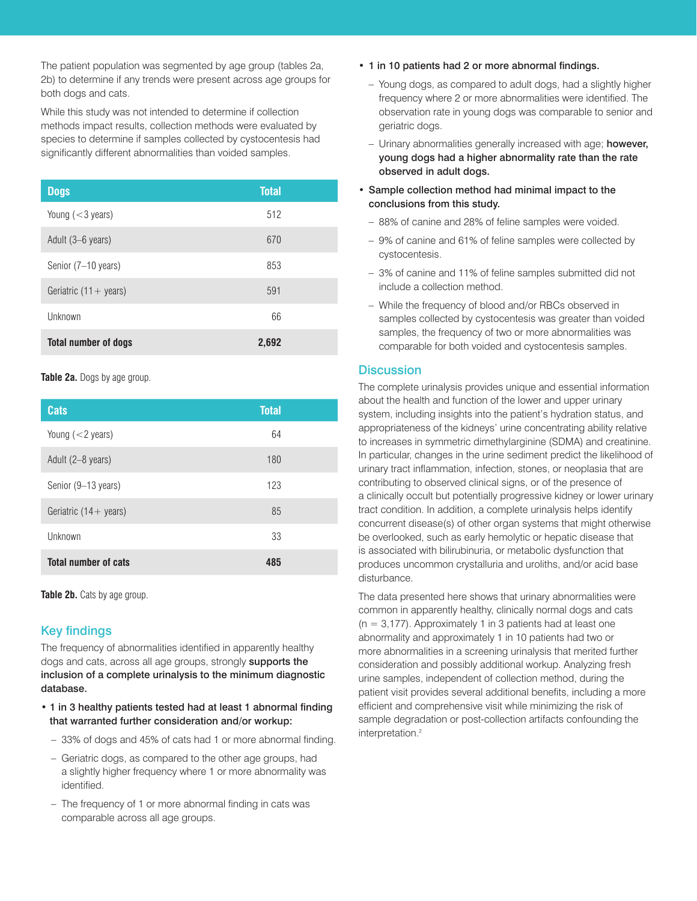The patient population was segmented by age group (tables 2a, 2b) to determine if any trends were present across age groups for both dogs and cats.

While this study was not intended to determine if collection methods impact results, collection methods were evaluated by species to determine if samples collected by cystocentesis had significantly different abnormalities than voided samples.

| Dogs | Total |
| --- | --- |
| Young (<3 years) | 512 |
| Adult (3–6 years) | 670 |
| Senior (7–10 years) | 853 |
| Geriatric (11+ years) | 591 |
| Unknown | 66 |
| **Total number of dogs** | **2,692** |

**Table 2a.** Dogs by age group.

| Cats | Total |
| --- | --- |
| Young (<2 years) | 64 |
| Adult (2–8 years) | 180 |
| Senior (9–13 years) | 123 |
| Geriatric (14+ years) | 85 |
| Unknown | 33 |
| **Total number of cats** | **485** |

**Table 2b.** Cats by age group.

## Key findings

The frequency of abnormalities identified in apparently healthy dogs and cats, across all age groups, strongly **supports the inclusion of a complete urinalysis to the minimum diagnostic database.**

- **1 in 3 healthy patients tested had at least 1 abnormal finding that warranted further consideration and/or workup:**
  - 33% of dogs and 45% of cats had 1 or more abnormal finding.
  - Geriatric dogs, as compared to the other age groups, had a slightly higher frequency where 1 or more abnormality was identified.
  - The frequency of 1 or more abnormal finding in cats was comparable across all age groups.
- **1 in 10 patients had 2 or more abnormal findings.**
  - Young dogs, as compared to adult dogs, had a slightly higher frequency where 2 or more abnormalities were identified. The observation rate in young dogs was comparable to senior and geriatric dogs.
  - Urinary abnormalities generally increased with age; **however, young dogs had a higher abnormality rate than the rate observed in adult dogs.**
- **Sample collection method had minimal impact to the conclusions from this study.**
  - 88% of canine and 28% of feline samples were voided.
  - 9% of canine and 61% of feline samples were collected by cystocentesis.
  - 3% of canine and 11% of feline samples submitted did not include a collection method.
  - While the frequency of blood and/or RBCs observed in samples collected by cystocentesis was greater than voided samples, the frequency of two or more abnormalities was comparable for both voided and cystocentesis samples.

## Discussion

The complete urinalysis provides unique and essential information about the health and function of the lower and upper urinary system, including insights into the patient's hydration status, and appropriateness of the kidneys' urine concentrating ability relative to increases in symmetric dimethylarginine (SDMA) and creatinine. In particular, changes in the urine sediment predict the likelihood of urinary tract inflammation, infection, stones, or neoplasia that are contributing to observed clinical signs, or of the presence of a clinically occult but potentially progressive kidney or lower urinary tract condition. In addition, a complete urinalysis helps identify concurrent disease(s) of other organ systems that might otherwise be overlooked, such as early hemolytic or hepatic disease that is associated with bilirubinuria, or metabolic dysfunction that produces uncommon crystalluria and uroliths, and/or acid base disturbance.

The data presented here shows that urinary abnormalities were common in apparently healthy, clinically normal dogs and cats (n = 3,177). Approximately 1 in 3 patients had at least one abnormality and approximately 1 in 10 patients had two or more abnormalities in a screening urinalysis that merited further consideration and possibly additional workup. Analyzing fresh urine samples, independent of collection method, during the patient visit provides several additional benefits, including a more efficient and comprehensive visit while minimizing the risk of sample degradation or post-collection artifacts confounding the interpretation.[2]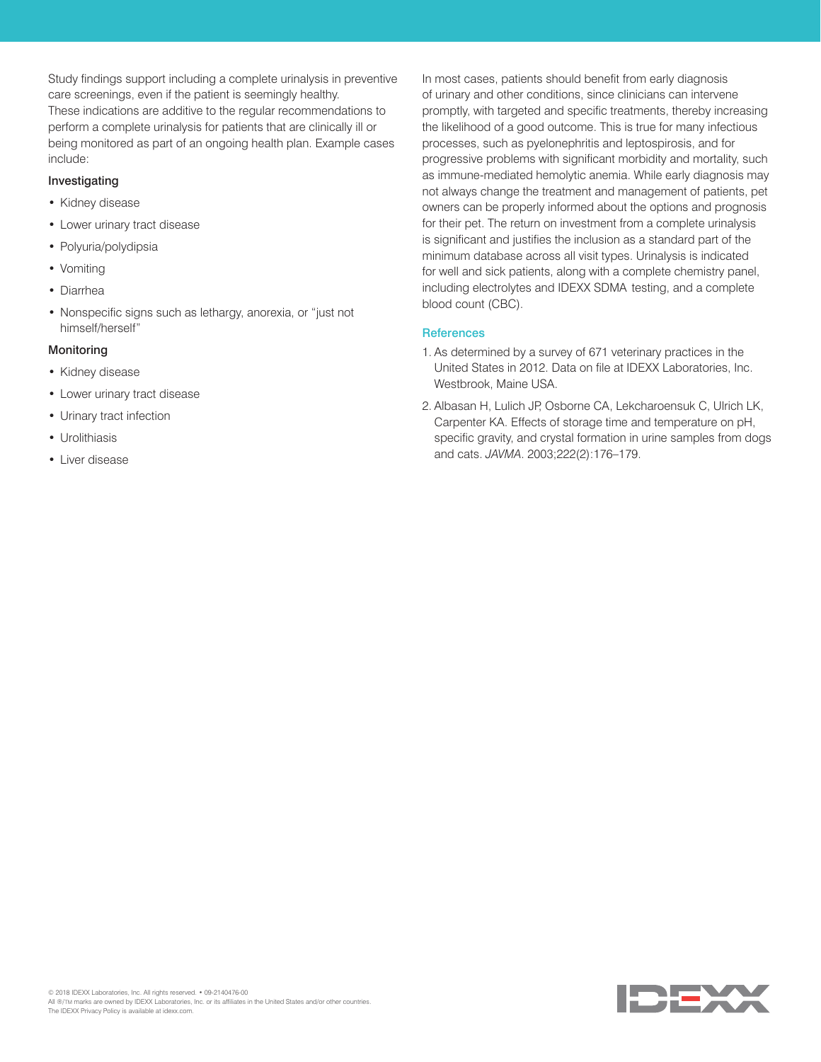Study findings support including a complete urinalysis in preventive care screenings, even if the patient is seemingly healthy. These indications are additive to the regular recommendations to perform a complete urinalysis for patients that are clinically ill or being monitored as part of an ongoing health plan. Example cases include:

### Investigating

- Kidney disease
- Lower urinary tract disease
- Polyuria/polydipsia
- Vomiting
- Diarrhea
- Nonspecific signs such as lethargy, anorexia, or "just not himself/herself"

### Monitoring

- Kidney disease
- Lower urinary tract disease
- Urinary tract infection
- Urolithiasis
- Liver disease

In most cases, patients should benefit from early diagnosis of urinary and other conditions, since clinicians can intervene promptly, with targeted and specific treatments, thereby increasing the likelihood of a good outcome. This is true for many infectious processes, such as pyelonephritis and leptospirosis, and for progressive problems with significant morbidity and mortality, such as immune-mediated hemolytic anemia. While early diagnosis may not always change the treatment and management of patients, pet owners can be properly informed about the options and prognosis for their pet. The return on investment from a complete urinalysis is significant and justifies the inclusion as a standard part of the minimum database across all visit types. Urinalysis is indicated for well and sick patients, along with a complete chemistry panel, including electrolytes and IDEXX SDMA testing, and a complete blood count (CBC).

## References

1. As determined by a survey of 671 veterinary practices in the United States in 2012. Data on file at IDEXX Laboratories, Inc. Westbrook, Maine USA.
2. Albasan H, Lulich JP, Osborne CA, Lekcharoensuk C, Ulrich LK, Carpenter KA. Effects of storage time and temperature on pH, specific gravity, and crystal formation in urine samples from dogs and cats. *JAVMA*. 2003;222(2):176–179.

© 2018 IDEXX Laboratories, Inc. All rights reserved. • 09-2140476-00
All ®/TM marks are owned by IDEXX Laboratories, Inc. or its affiliates in the United States and/or other countries.
The IDEXX Privacy Policy is available at idexx.com.